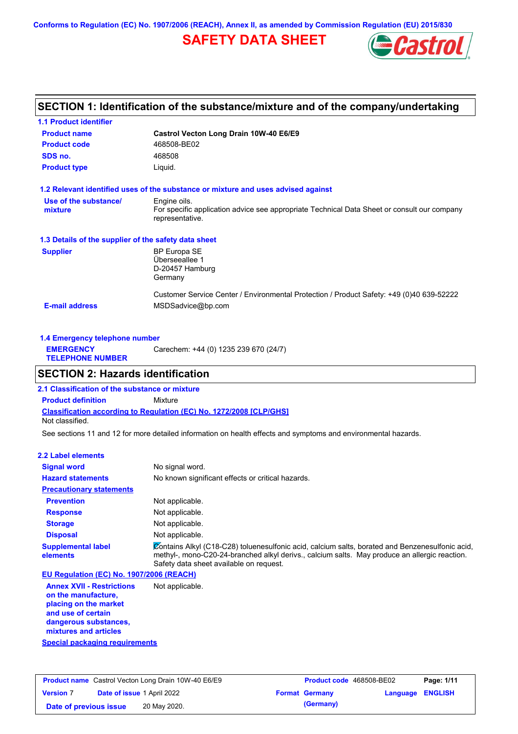Conforms to Regulation (EC) No. 1907/2006 (REACH), Annex II, as amended by Commission Regulation (EU) 2015/830

# SAFETY DATA SHEET

## SECTION 1: Identification of the substance/mixture and of the company/undertaking

### 1.1 Product identifier

| | |
|---|---|
| **Product name** | **Castrol Vecton Long Drain 10W-40 E6/E9** |
| **Product code** | 468508-BE02 |
| **SDS no.** | 468508 |
| **Product type** | Liquid. |

### 1.2 Relevant identified uses of the substance or mixture and uses advised against

**Use of the substance/mixture**
Engine oils.
For specific application advice see appropriate Technical Data Sheet or consult our company representative.

### 1.3 Details of the supplier of the safety data sheet

**Supplier**
BP Europa SE
Überseeallee 1
D-20457 Hamburg
Germany

Customer Service Center / Environmental Protection / Product Safety: +49 (0)40 639-52222

**E-mail address** MSDSadvice@bp.com

### 1.4 Emergency telephone number

**EMERGENCY TELEPHONE NUMBER** Carechem: +44 (0) 1235 239 670 (24/7)

## SECTION 2: Hazards identification

### 2.1 Classification of the substance or mixture

**Product definition** Mixture

**Classification according to Regulation (EC) No. 1272/2008 [CLP/GHS]**

Not classified.

See sections 11 and 12 for more detailed information on health effects and symptoms and environmental hazards.

### 2.2 Label elements

| | |
|---|---|
| **Signal word** | No signal word. |
| **Hazard statements** | No known significant effects or critical hazards. |

**Precautionary statements**

| | |
|---|---|
| **Prevention** | Not applicable. |
| **Response** | Not applicable. |
| **Storage** | Not applicable. |
| **Disposal** | Not applicable. |

**Supplemental label elements**
Contains Alkyl (C18-C28) toluenesulfonic acid, calcium salts, borated and Benzenesulfonic acid, methyl-, mono-C20-24-branched alkyl derivs., calcium salts. May produce an allergic reaction. Safety data sheet available on request.

**EU Regulation (EC) No. 1907/2006 (REACH)**

**Annex XVII - Restrictions on the manufacture, placing on the market and use of certain dangerous substances, mixtures and articles** Not applicable.

**Special packaging requirements**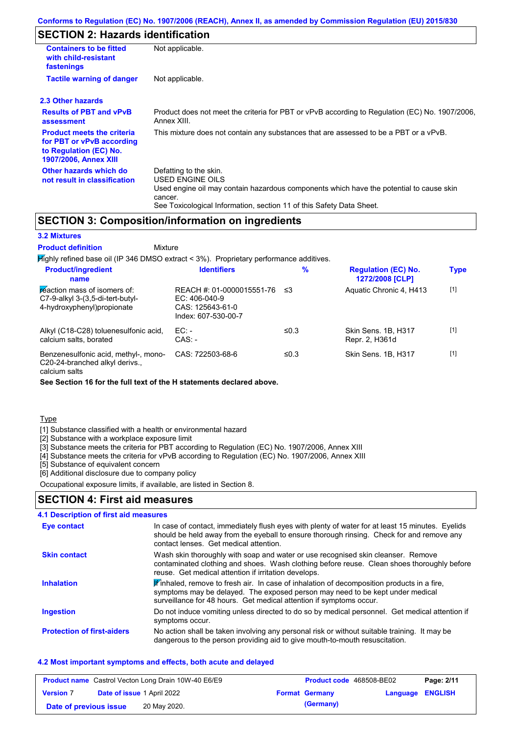## SECTION 2: Hazards identification

| | |
|---|---|
| **Containers to be fitted with child-resistant fastenings** | Not applicable. |
| **Tactile warning of danger** | Not applicable. |

### 2.3 Other hazards

| | |
|---|---|
| **Results of PBT and vPvB assessment** | Product does not meet the criteria for PBT or vPvB according to Regulation (EC) No. 1907/2006, Annex XIII. |
| **Product meets the criteria for PBT or vPvB according to Regulation (EC) No. 1907/2006, Annex XIII** | This mixture does not contain any substances that are assessed to be a PBT or a vPvB. |
| **Other hazards which do not result in classification** | Defatting to the skin.<br>USED ENGINE OILS<br>Used engine oil may contain hazardous components which have the potential to cause skin cancer.<br>See Toxicological Information, section 11 of this Safety Data Sheet. |

## SECTION 3: Composition/information on ingredients

### 3.2 Mixtures

**Product definition** Mixture

Highly refined base oil (IP 346 DMSO extract < 3%). Proprietary performance additives.

| Product/ingredient name | Identifiers | % | Regulation (EC) No. 1272/2008 [CLP] | Type |
|---|---|---|---|---|
| reaction mass of isomers of: C7-9-alkyl 3-(3,5-di-tert-butyl-4-hydroxyphenyl)propionate | REACH #: 01-0000015551-76<br>EC: 406-040-9<br>CAS: 125643-61-0<br>Index: 607-530-00-7 | ≤3 | Aquatic Chronic 4, H413 | [1] |
| Alkyl (C18-C28) toluenesulfonic acid, calcium salts, borated | EC: -<br>CAS: - | ≤0.3 | Skin Sens. 1B, H317<br>Repr. 2, H361d | [1] |
| Benzenesulfonic acid, methyl-, mono-C20-24-branched alkyl derivs., calcium salts | CAS: 722503-68-6 | ≤0.3 | Skin Sens. 1B, H317 | [1] |

**See Section 16 for the full text of the H statements declared above.**

Type

[1] Substance classified with a health or environmental hazard
[2] Substance with a workplace exposure limit
[3] Substance meets the criteria for PBT according to Regulation (EC) No. 1907/2006, Annex XIII
[4] Substance meets the criteria for vPvB according to Regulation (EC) No. 1907/2006, Annex XIII
[5] Substance of equivalent concern
[6] Additional disclosure due to company policy

Occupational exposure limits, if available, are listed in Section 8.

## SECTION 4: First aid measures

### 4.1 Description of first aid measures

| | |
|---|---|
| **Eye contact** | In case of contact, immediately flush eyes with plenty of water for at least 15 minutes. Eyelids should be held away from the eyeball to ensure thorough rinsing. Check for and remove any contact lenses. Get medical attention. |
| **Skin contact** | Wash skin thoroughly with soap and water or use recognised skin cleanser. Remove contaminated clothing and shoes. Wash clothing before reuse. Clean shoes thoroughly before reuse. Get medical attention if irritation develops. |
| **Inhalation** | If inhaled, remove to fresh air. In case of inhalation of decomposition products in a fire, symptoms may be delayed. The exposed person may need to be kept under medical surveillance for 48 hours. Get medical attention if symptoms occur. |
| **Ingestion** | Do not induce vomiting unless directed to do so by medical personnel. Get medical attention if symptoms occur. |
| **Protection of first-aiders** | No action shall be taken involving any personal risk or without suitable training. It may be dangerous to the person providing aid to give mouth-to-mouth resuscitation. |

### 4.2 Most important symptoms and effects, both acute and delayed

| | | | |
|---|---|---|---|
| **Product name** Castrol Vecton Long Drain 10W-40 E6/E9 | | **Product code** 468508-BE02 | |
| **Version** 7 | **Date of issue** 1 April 2022 | **Format** Germany (Germany) | **Language** ENGLISH |
| **Date of previous issue** 20 May 2020. | | | |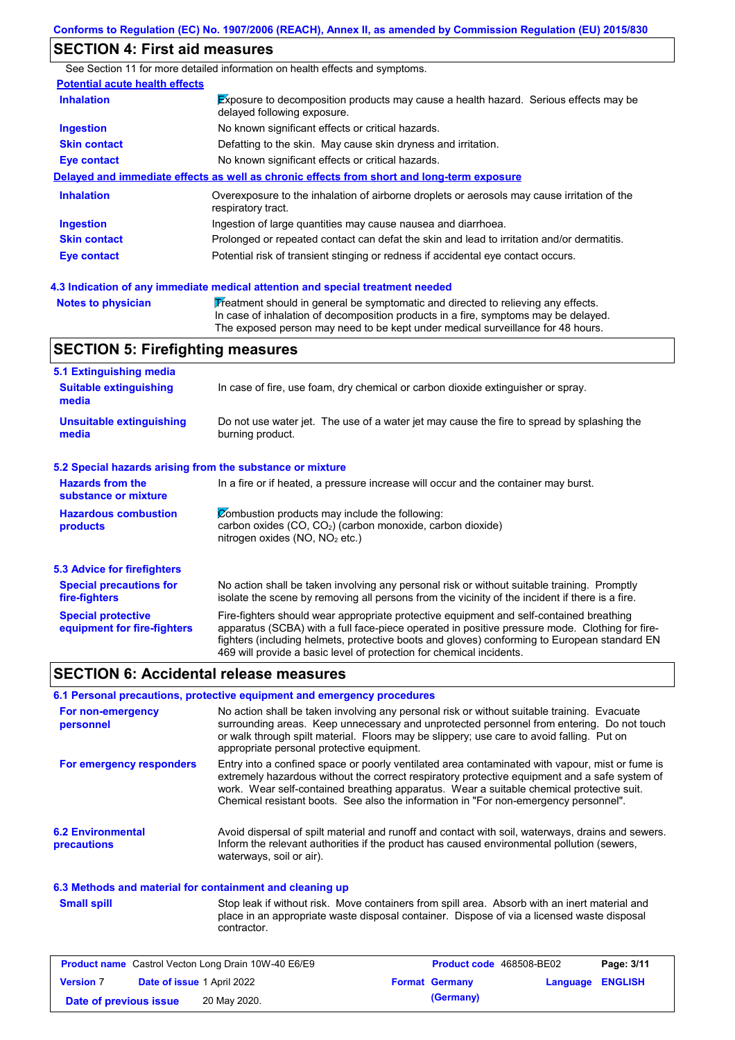## SECTION 4: First aid measures

See Section 11 for more detailed information on health effects and symptoms.

**Potential acute health effects**

| | |
|---|---|
| **Inhalation** | Exposure to decomposition products may cause a health hazard. Serious effects may be delayed following exposure. |
| **Ingestion** | No known significant effects or critical hazards. |
| **Skin contact** | Defatting to the skin. May cause skin dryness and irritation. |
| **Eye contact** | No known significant effects or critical hazards. |

**Delayed and immediate effects as well as chronic effects from short and long-term exposure**

| | |
|---|---|
| **Inhalation** | Overexposure to the inhalation of airborne droplets or aerosols may cause irritation of the respiratory tract. |
| **Ingestion** | Ingestion of large quantities may cause nausea and diarrhoea. |
| **Skin contact** | Prolonged or repeated contact can defat the skin and lead to irritation and/or dermatitis. |
| **Eye contact** | Potential risk of transient stinging or redness if accidental eye contact occurs. |

### 4.3 Indication of any immediate medical attention and special treatment needed

| | |
|---|---|
| **Notes to physician** | Treatment should in general be symptomatic and directed to relieving any effects. In case of inhalation of decomposition products in a fire, symptoms may be delayed. The exposed person may need to be kept under medical surveillance for 48 hours. |

## SECTION 5: Firefighting measures

### 5.1 Extinguishing media

| | |
|---|---|
| **Suitable extinguishing media** | In case of fire, use foam, dry chemical or carbon dioxide extinguisher or spray. |
| **Unsuitable extinguishing media** | Do not use water jet. The use of a water jet may cause the fire to spread by splashing the burning product. |

### 5.2 Special hazards arising from the substance or mixture

| | |
|---|---|
| **Hazards from the substance or mixture** | In a fire or if heated, a pressure increase will occur and the container may burst. |
| **Hazardous combustion products** | Combustion products may include the following: carbon oxides (CO, $CO_2$) (carbon monoxide, carbon dioxide) nitrogen oxides (NO, $NO_2$ etc.) |

### 5.3 Advice for firefighters

| | |
|---|---|
| **Special precautions for fire-fighters** | No action shall be taken involving any personal risk or without suitable training. Promptly isolate the scene by removing all persons from the vicinity of the incident if there is a fire. |
| **Special protective equipment for fire-fighters** | Fire-fighters should wear appropriate protective equipment and self-contained breathing apparatus (SCBA) with a full face-piece operated in positive pressure mode. Clothing for fire-fighters (including helmets, protective boots and gloves) conforming to European standard EN 469 will provide a basic level of protection for chemical incidents. |

## SECTION 6: Accidental release measures

### 6.1 Personal precautions, protective equipment and emergency procedures

| | |
|---|---|
| **For non-emergency personnel** | No action shall be taken involving any personal risk or without suitable training. Evacuate surrounding areas. Keep unnecessary and unprotected personnel from entering. Do not touch or walk through spilt material. Floors may be slippery; use care to avoid falling. Put on appropriate personal protective equipment. |
| **For emergency responders** | Entry into a confined space or poorly ventilated area contaminated with vapour, mist or fume is extremely hazardous without the correct respiratory protective equipment and a safe system of work. Wear self-contained breathing apparatus. Wear a suitable chemical protective suit. Chemical resistant boots. See also the information in "For non-emergency personnel". |

| | |
|---|---|
| **6.2 Environmental precautions** | Avoid dispersal of spilt material and runoff and contact with soil, waterways, drains and sewers. Inform the relevant authorities if the product has caused environmental pollution (sewers, waterways, soil or air). |

### 6.3 Methods and material for containment and cleaning up

| | |
|---|---|
| **Small spill** | Stop leak if without risk. Move containers from spill area. Absorb with an inert material and place in an appropriate waste disposal container. Dispose of via a licensed waste disposal contractor. |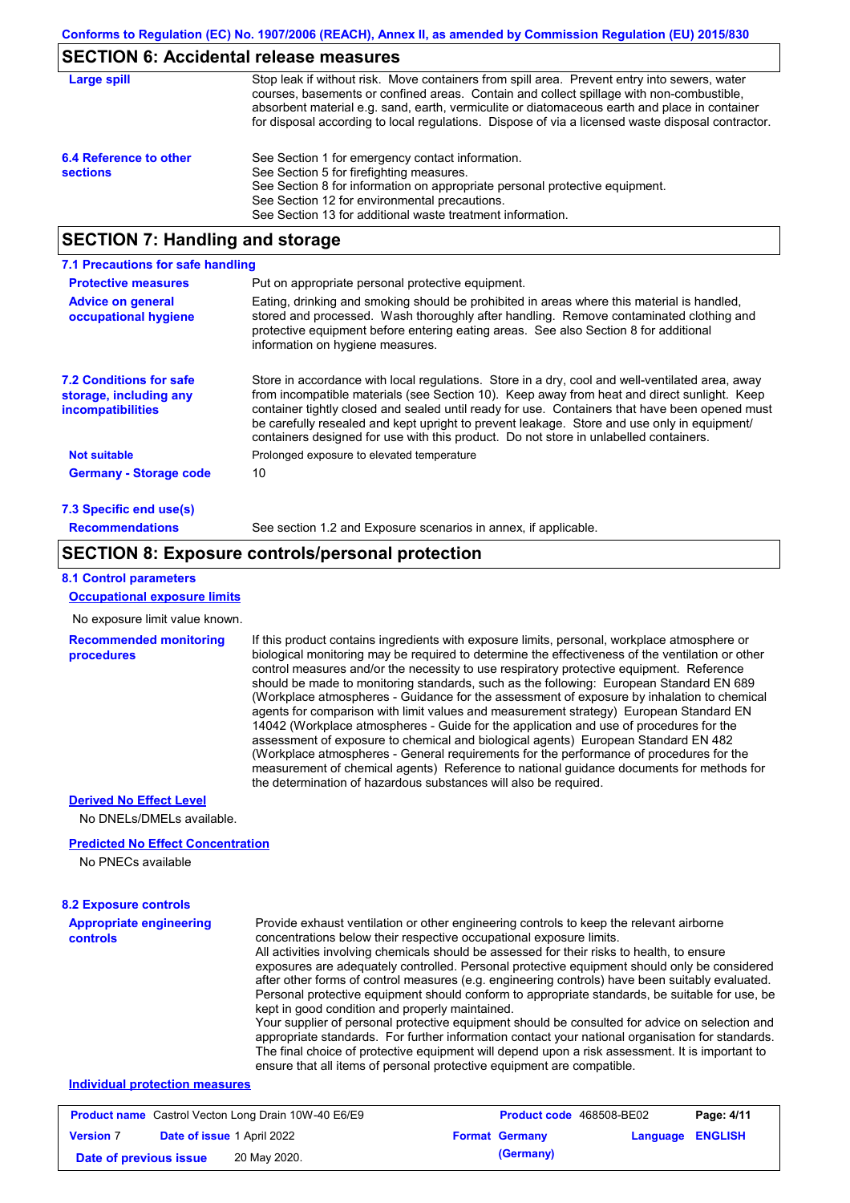## SECTION 6: Accidental release measures

**Large spill**

Stop leak if without risk. Move containers from spill area. Prevent entry into sewers, water courses, basements or confined areas. Contain and collect spillage with non-combustible, absorbent material e.g. sand, earth, vermiculite or diatomaceous earth and place in container for disposal according to local regulations. Dispose of via a licensed waste disposal contractor.

**6.4 Reference to other sections**

See Section 1 for emergency contact information.
See Section 5 for firefighting measures.
See Section 8 for information on appropriate personal protective equipment.
See Section 12 for environmental precautions.
See Section 13 for additional waste treatment information.

## SECTION 7: Handling and storage

### 7.1 Precautions for safe handling

**Protective measures**

Put on appropriate personal protective equipment.

**Advice on general occupational hygiene**

Eating, drinking and smoking should be prohibited in areas where this material is handled, stored and processed. Wash thoroughly after handling. Remove contaminated clothing and protective equipment before entering eating areas. See also Section 8 for additional information on hygiene measures.

**7.2 Conditions for safe storage, including any incompatibilities**

Store in accordance with local regulations. Store in a dry, cool and well-ventilated area, away from incompatible materials (see Section 10). Keep away from heat and direct sunlight. Keep container tightly closed and sealed until ready for use. Containers that have been opened must be carefully resealed and kept upright to prevent leakage. Store and use only in equipment/ containers designed for use with this product. Do not store in unlabelled containers.

**Not suitable**

Prolonged exposure to elevated temperature

**Germany - Storage code**

10

### 7.3 Specific end use(s)

**Recommendations**

See section 1.2 and Exposure scenarios in annex, if applicable.

## SECTION 8: Exposure controls/personal protection

### 8.1 Control parameters

**Occupational exposure limits**

No exposure limit value known.

**Recommended monitoring procedures**

If this product contains ingredients with exposure limits, personal, workplace atmosphere or biological monitoring may be required to determine the effectiveness of the ventilation or other control measures and/or the necessity to use respiratory protective equipment. Reference should be made to monitoring standards, such as the following: European Standard EN 689 (Workplace atmospheres - Guidance for the assessment of exposure by inhalation to chemical agents for comparison with limit values and measurement strategy) European Standard EN 14042 (Workplace atmospheres - Guide for the application and use of procedures for the assessment of exposure to chemical and biological agents) European Standard EN 482 (Workplace atmospheres - General requirements for the performance of procedures for the measurement of chemical agents) Reference to national guidance documents for methods for the determination of hazardous substances will also be required.

**Derived No Effect Level**

No DNELs/DMELs available.

**Predicted No Effect Concentration**

No PNECs available

### 8.2 Exposure controls

**Appropriate engineering controls**

Provide exhaust ventilation or other engineering controls to keep the relevant airborne concentrations below their respective occupational exposure limits.
All activities involving chemicals should be assessed for their risks to health, to ensure exposures are adequately controlled. Personal protective equipment should only be considered after other forms of control measures (e.g. engineering controls) have been suitably evaluated. Personal protective equipment should conform to appropriate standards, be suitable for use, be kept in good condition and properly maintained.
Your supplier of personal protective equipment should be consulted for advice on selection and appropriate standards. For further information contact your national organisation for standards. The final choice of protective equipment will depend upon a risk assessment. It is important to ensure that all items of personal protective equipment are compatible.

**Individual protection measures**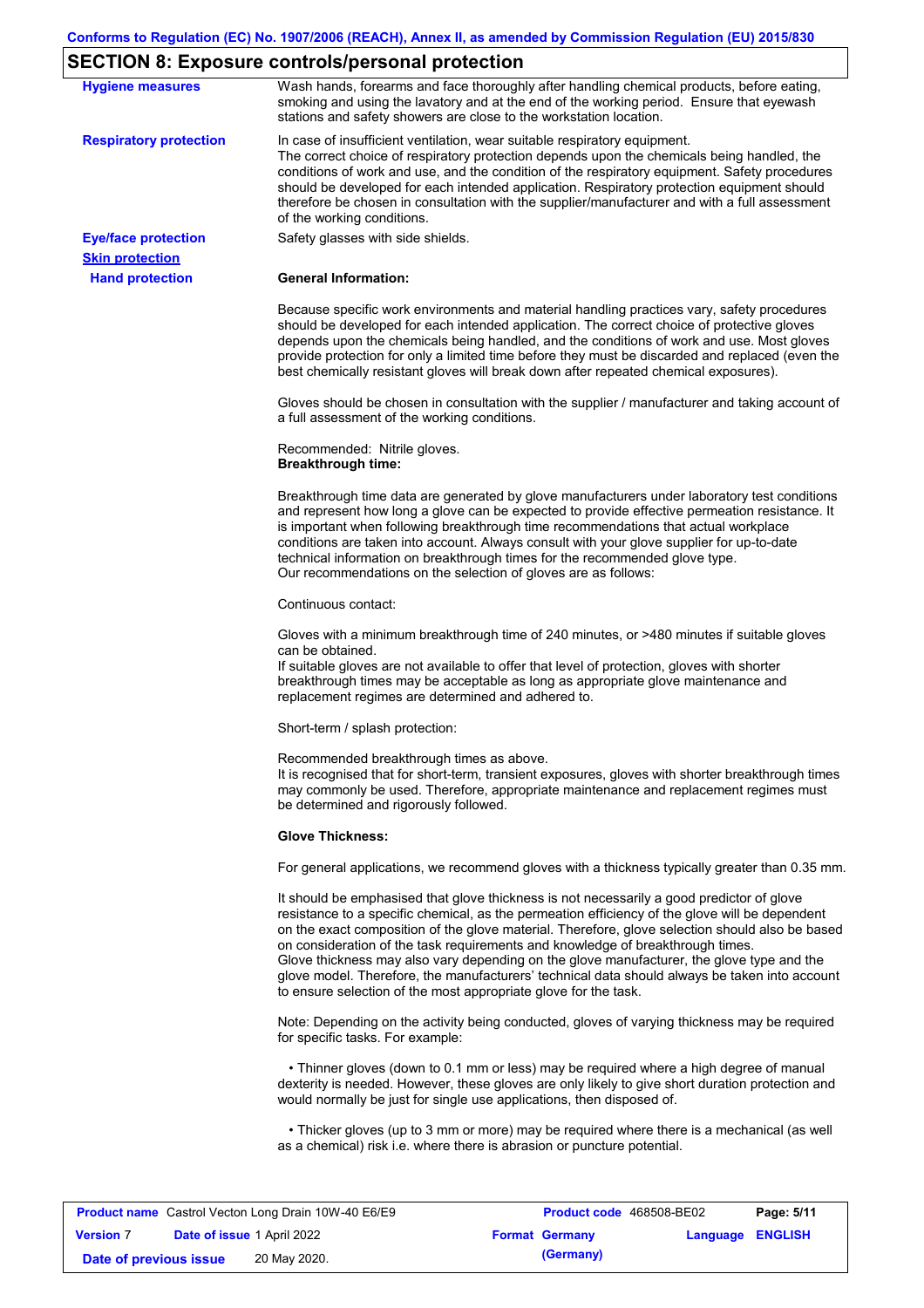## SECTION 8: Exposure controls/personal protection

**Hygiene measures**

Wash hands, forearms and face thoroughly after handling chemical products, before eating, smoking and using the lavatory and at the end of the working period. Ensure that eyewash stations and safety showers are close to the workstation location.

**Respiratory protection**

In case of insufficient ventilation, wear suitable respiratory equipment.
The correct choice of respiratory protection depends upon the chemicals being handled, the conditions of work and use, and the condition of the respiratory equipment. Safety procedures should be developed for each intended application. Respiratory protection equipment should therefore be chosen in consultation with the supplier/manufacturer and with a full assessment of the working conditions.

**Eye/face protection**

Safety glasses with side shields.

**Skin protection**

**Hand protection**

**General Information:**

Because specific work environments and material handling practices vary, safety procedures should be developed for each intended application. The correct choice of protective gloves depends upon the chemicals being handled, and the conditions of work and use. Most gloves provide protection for only a limited time before they must be discarded and replaced (even the best chemically resistant gloves will break down after repeated chemical exposures).

Gloves should be chosen in consultation with the supplier / manufacturer and taking account of a full assessment of the working conditions.

Recommended: Nitrile gloves.
**Breakthrough time:**

Breakthrough time data are generated by glove manufacturers under laboratory test conditions and represent how long a glove can be expected to provide effective permeation resistance. It is important when following breakthrough time recommendations that actual workplace conditions are taken into account. Always consult with your glove supplier for up-to-date technical information on breakthrough times for the recommended glove type.
Our recommendations on the selection of gloves are as follows:

Continuous contact:

Gloves with a minimum breakthrough time of 240 minutes, or >480 minutes if suitable gloves can be obtained.
If suitable gloves are not available to offer that level of protection, gloves with shorter breakthrough times may be acceptable as long as appropriate glove maintenance and replacement regimes are determined and adhered to.

Short-term / splash protection:

Recommended breakthrough times as above.
It is recognised that for short-term, transient exposures, gloves with shorter breakthrough times may commonly be used. Therefore, appropriate maintenance and replacement regimes must be determined and rigorously followed.

**Glove Thickness:**

For general applications, we recommend gloves with a thickness typically greater than 0.35 mm.

It should be emphasised that glove thickness is not necessarily a good predictor of glove resistance to a specific chemical, as the permeation efficiency of the glove will be dependent on the exact composition of the glove material. Therefore, glove selection should also be based on consideration of the task requirements and knowledge of breakthrough times.
Glove thickness may also vary depending on the glove manufacturer, the glove type and the glove model. Therefore, the manufacturers' technical data should always be taken into account to ensure selection of the most appropriate glove for the task.

Note: Depending on the activity being conducted, gloves of varying thickness may be required for specific tasks. For example:

- Thinner gloves (down to 0.1 mm or less) may be required where a high degree of manual dexterity is needed. However, these gloves are only likely to give short duration protection and would normally be just for single use applications, then disposed of.

- Thicker gloves (up to 3 mm or more) may be required where there is a mechanical (as well as a chemical) risk i.e. where there is abrasion or puncture potential.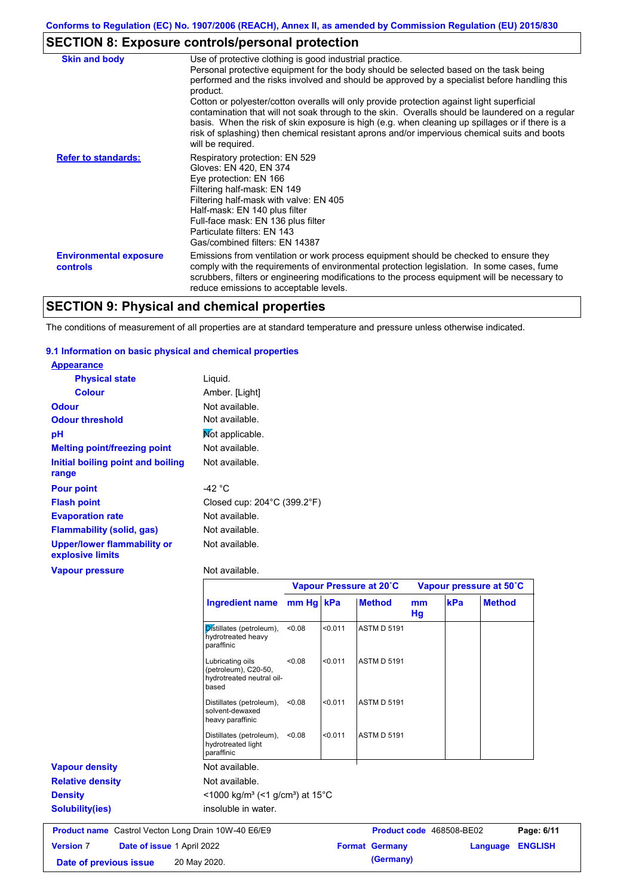Conforms to Regulation (EC) No. 1907/2006 (REACH), Annex II, as amended by Commission Regulation (EU) 2015/830

## SECTION 8: Exposure controls/personal protection

| | |
|---|---|
| **Skin and body** | Use of protective clothing is good industrial practice. Personal protective equipment for the body should be selected based on the task being performed and the risks involved and should be approved by a specialist before handling this product. Cotton or polyester/cotton overalls will only provide protection against light superficial contamination that will not soak through to the skin. Overalls should be laundered on a regular basis. When the risk of skin exposure is high (e.g. when cleaning up spillages or if there is a risk of splashing) then chemical resistant aprons and/or impervious chemical suits and boots will be required. |
| **Refer to standards:** | Respiratory protection: EN 529<br>Gloves: EN 420, EN 374<br>Eye protection: EN 166<br>Filtering half-mask: EN 149<br>Filtering half-mask with valve: EN 405<br>Half-mask: EN 140 plus filter<br>Full-face mask: EN 136 plus filter<br>Particulate filters: EN 143<br>Gas/combined filters: EN 14387 |
| **Environmental exposure controls** | Emissions from ventilation or work process equipment should be checked to ensure they comply with the requirements of environmental protection legislation. In some cases, fume scrubbers, filters or engineering modifications to the process equipment will be necessary to reduce emissions to acceptable levels. |

## SECTION 9: Physical and chemical properties

The conditions of measurement of all properties are at standard temperature and pressure unless otherwise indicated.

### 9.1 Information on basic physical and chemical properties

**Appearance**

| | |
|---|---|
| **Physical state** | Liquid. |
| **Colour** | Amber. [Light] |
| **Odour** | Not available. |
| **Odour threshold** | Not available. |
| **pH** | Not applicable. |
| **Melting point/freezing point** | Not available. |
| **Initial boiling point and boiling range** | Not available. |
| **Pour point** | -42 °C |
| **Flash point** | Closed cup: 204°C (399.2°F) |
| **Evaporation rate** | Not available. |
| **Flammability (solid, gas)** | Not available. |
| **Upper/lower flammability or explosive limits** | Not available. |
| **Vapour pressure** | Not available. |

| | Vapour Pressure at 20˚C | | | Vapour pressure at 50˚C | | |
|---|---|---|---|---|---|---|
| **Ingredient name** | **mm Hg** | **kPa** | **Method** | **mm Hg** | **kPa** | **Method** |
| Distillates (petroleum), hydrotreated heavy paraffinic | <0.08 | <0.011 | ASTM D 5191 | | | |
| Lubricating oils (petroleum), C20-50, hydrotreated neutral oil-based | <0.08 | <0.011 | ASTM D 5191 | | | |
| Distillates (petroleum), solvent-dewaxed heavy paraffinic | <0.08 | <0.011 | ASTM D 5191 | | | |
| Distillates (petroleum), hydrotreated light paraffinic | <0.08 | <0.011 | ASTM D 5191 | | | |

| | |
|---|---|
| **Vapour density** | Not available. |
| **Relative density** | Not available. |
| **Density** | <1000 kg/m³ (<1 g/cm³) at 15°C |
| **Solubility(ies)** | insoluble in water. |

| | | | |
|---|---|---|---|
| **Product name** Castrol Vecton Long Drain 10W-40 E6/E9 | | **Product code** 468508-BE02 | |
| **Version** 7 | **Date of issue** 1 April 2022 | **Format** Germany (Germany) | **Language** ENGLISH |
| **Date of previous issue** | 20 May 2020. | | |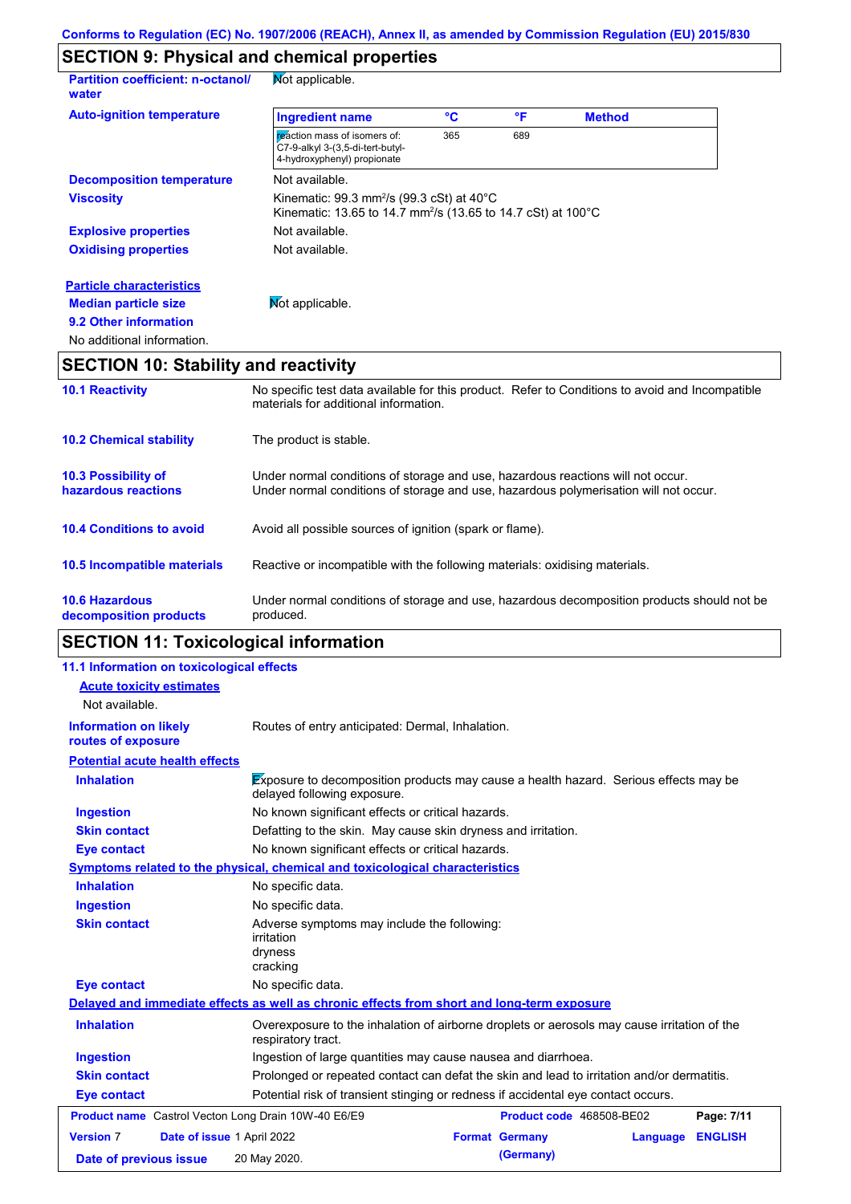Conforms to Regulation (EC) No. 1907/2006 (REACH), Annex II, as amended by Commission Regulation (EU) 2015/830

## SECTION 9: Physical and chemical properties

**Partition coefficient: n-octanol/ water**: Not applicable.

**Auto-ignition temperature**

| Ingredient name | °C | °F | Method |
|---|---|---|---|
| reaction mass of isomers of: C7-9-alkyl 3-(3,5-di-tert-butyl-4-hydroxyphenyl) propionate | 365 | 689 | |

**Decomposition temperature**: Not available.

**Viscosity**: Kinematic: 99.3 mm$^2$/s (99.3 cSt) at 40°C
Kinematic: 13.65 to 14.7 mm$^2$/s (13.65 to 14.7 cSt) at 100°C

**Explosive properties**: Not available.

**Oxidising properties**: Not available.

**Particle characteristics**

**Median particle size**: Not applicable.

**9.2 Other information**

No additional information.

## SECTION 10: Stability and reactivity

**10.1 Reactivity**: No specific test data available for this product. Refer to Conditions to avoid and Incompatible materials for additional information.

**10.2 Chemical stability**: The product is stable.

**10.3 Possibility of hazardous reactions**: Under normal conditions of storage and use, hazardous reactions will not occur.
Under normal conditions of storage and use, hazardous polymerisation will not occur.

**10.4 Conditions to avoid**: Avoid all possible sources of ignition (spark or flame).

**10.5 Incompatible materials**: Reactive or incompatible with the following materials: oxidising materials.

**10.6 Hazardous decomposition products**: Under normal conditions of storage and use, hazardous decomposition products should not be produced.

## SECTION 11: Toxicological information

**11.1 Information on toxicological effects**

**Acute toxicity estimates**

Not available.

**Information on likely routes of exposure**: Routes of entry anticipated: Dermal, Inhalation.

**Potential acute health effects**

**Inhalation**: Exposure to decomposition products may cause a health hazard. Serious effects may be delayed following exposure.

**Ingestion**: No known significant effects or critical hazards.

**Skin contact**: Defatting to the skin. May cause skin dryness and irritation.

**Eye contact**: No known significant effects or critical hazards.

**Symptoms related to the physical, chemical and toxicological characteristics**

**Inhalation**: No specific data.

**Ingestion**: No specific data.

**Skin contact**: Adverse symptoms may include the following:
irritation
dryness
cracking

**Eye contact**: No specific data.

**Delayed and immediate effects as well as chronic effects from short and long-term exposure**

**Inhalation**: Overexposure to the inhalation of airborne droplets or aerosols may cause irritation of the respiratory tract.

**Ingestion**: Ingestion of large quantities may cause nausea and diarrhoea.

**Skin contact**: Prolonged or repeated contact can defat the skin and lead to irritation and/or dermatitis.

**Eye contact**: Potential risk of transient stinging or redness if accidental eye contact occurs.

| **Product name** Castrol Vecton Long Drain 10W-40 E6/E9 | **Product code** 468508-BE02 | |
|---|---|---|
| **Version** 7 **Date of issue** 1 April 2022 | **Format** Germany (Germany) | **Language** ENGLISH |
| **Date of previous issue** 20 May 2020. | | |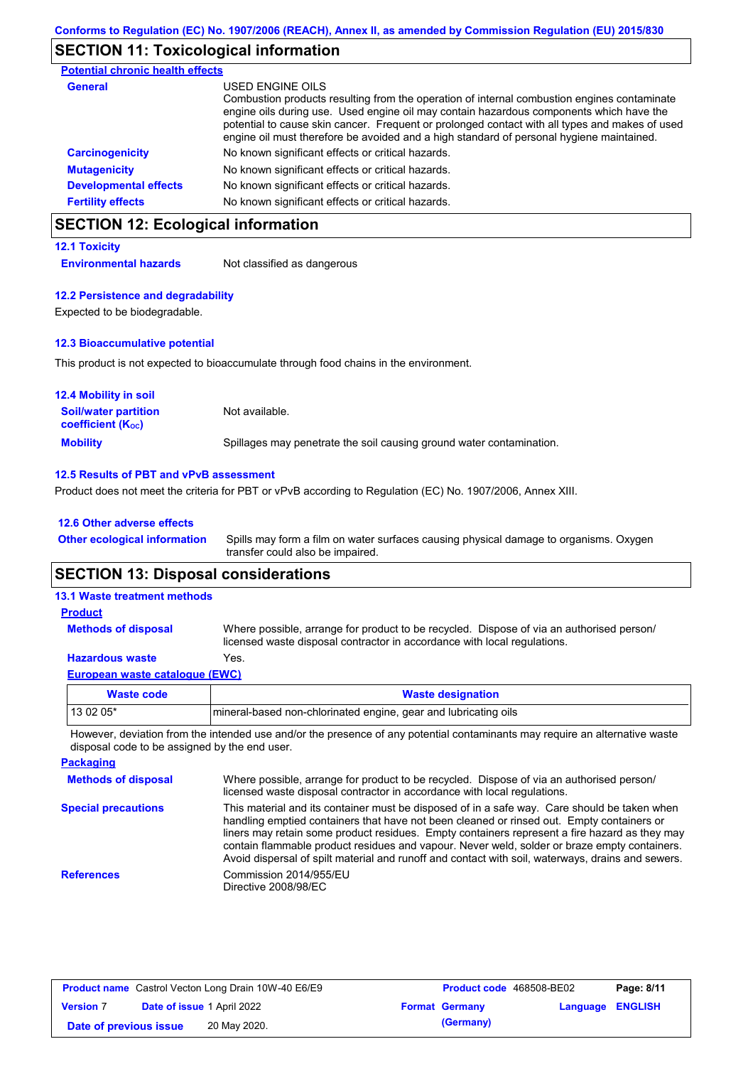## SECTION 11: Toxicological information

**Potential chronic health effects**

**General**
USED ENGINE OILS
Combustion products resulting from the operation of internal combustion engines contaminate engine oils during use. Used engine oil may contain hazardous components which have the potential to cause skin cancer. Frequent or prolonged contact with all types and makes of used engine oil must therefore be avoided and a high standard of personal hygiene maintained.

**Carcinogenicity**: No known significant effects or critical hazards.

**Mutagenicity**: No known significant effects or critical hazards.

**Developmental effects**: No known significant effects or critical hazards.

**Fertility effects**: No known significant effects or critical hazards.

## SECTION 12: Ecological information

### 12.1 Toxicity

**Environmental hazards**: Not classified as dangerous

### 12.2 Persistence and degradability

Expected to be biodegradable.

### 12.3 Bioaccumulative potential

This product is not expected to bioaccumulate through food chains in the environment.

### 12.4 Mobility in soil

**Soil/water partition coefficient ($K_{OC}$)**: Not available.

**Mobility**: Spillages may penetrate the soil causing ground water contamination.

### 12.5 Results of PBT and vPvB assessment

Product does not meet the criteria for PBT or vPvB according to Regulation (EC) No. 1907/2006, Annex XIII.

### 12.6 Other adverse effects

**Other ecological information**: Spills may form a film on water surfaces causing physical damage to organisms. Oxygen transfer could also be impaired.

## SECTION 13: Disposal considerations

### 13.1 Waste treatment methods

**Product**

**Methods of disposal**: Where possible, arrange for product to be recycled. Dispose of via an authorised person/ licensed waste disposal contractor in accordance with local regulations.

**Hazardous waste**: Yes.

**European waste catalogue (EWC)**

| Waste code | Waste designation |
|---|---|
| 13 02 05* | mineral-based non-chlorinated engine, gear and lubricating oils |

However, deviation from the intended use and/or the presence of any potential contaminants may require an alternative waste disposal code to be assigned by the end user.

**Packaging**

**Methods of disposal**: Where possible, arrange for product to be recycled. Dispose of via an authorised person/ licensed waste disposal contractor in accordance with local regulations.

**Special precautions**: This material and its container must be disposed of in a safe way. Care should be taken when handling emptied containers that have not been cleaned or rinsed out. Empty containers or liners may retain some product residues. Empty containers represent a fire hazard as they may contain flammable product residues and vapour. Never weld, solder or braze empty containers. Avoid dispersal of spilt material and runoff and contact with soil, waterways, drains and sewers.

**References**: Commission 2014/955/EU
Directive 2008/98/EC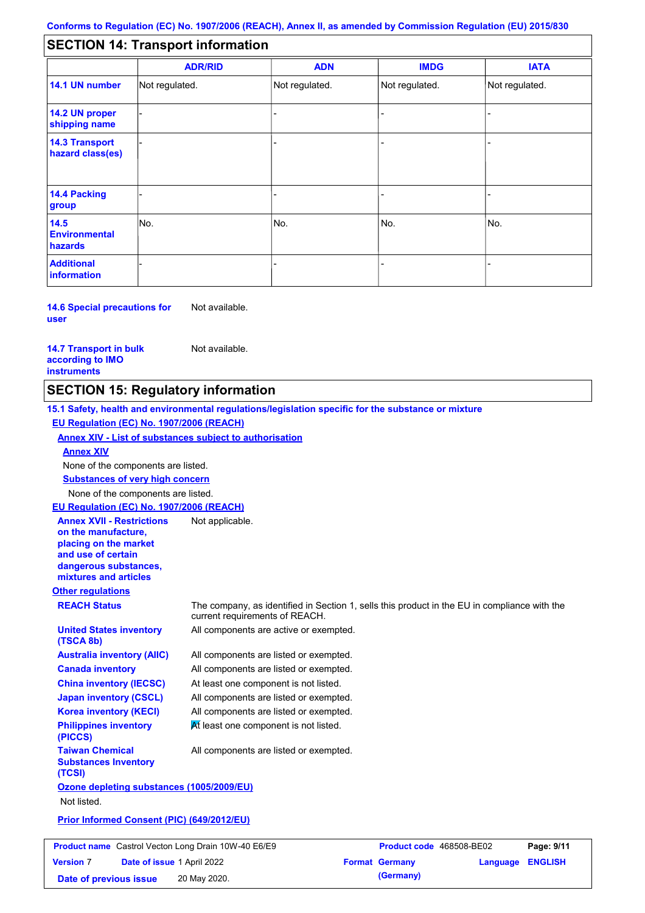Conforms to Regulation (EC) No. 1907/2006 (REACH), Annex II, as amended by Commission Regulation (EU) 2015/830

## SECTION 14: Transport information

| | ADR/RID | ADN | IMDG | IATA |
|---|---|---|---|---|
| **14.1 UN number** | Not regulated. | Not regulated. | Not regulated. | Not regulated. |
| **14.2 UN proper shipping name** | - | - | - | - |
| **14.3 Transport hazard class(es)** | - | - | - | - |
| **14.4 Packing group** | - | - | - | - |
| **14.5 Environmental hazards** | No. | No. | No. | No. |
| **Additional information** | - | - | - | - |

**14.6 Special precautions for user** Not available.

**14.7 Transport in bulk according to IMO instruments** Not available.

## SECTION 15: Regulatory information

**15.1 Safety, health and environmental regulations/legislation specific for the substance or mixture**

**EU Regulation (EC) No. 1907/2006 (REACH)**

**Annex XIV - List of substances subject to authorisation**

**Annex XIV**

None of the components are listed.

**Substances of very high concern**

None of the components are listed.

**EU Regulation (EC) No. 1907/2006 (REACH)**

**Annex XVII - Restrictions on the manufacture, placing on the market and use of certain dangerous substances, mixtures and articles** Not applicable.

**Other regulations**

**REACH Status** The company, as identified in Section 1, sells this product in the EU in compliance with the current requirements of REACH.

**United States inventory (TSCA 8b)** All components are active or exempted.

**Australia inventory (AIIC)** All components are listed or exempted.

**Canada inventory** All components are listed or exempted.

**China inventory (IECSC)** At least one component is not listed.

**Japan inventory (CSCL)** All components are listed or exempted.

**Korea inventory (KECI)** All components are listed or exempted.

**Philippines inventory (PICCS)** At least one component is not listed.

**Taiwan Chemical Substances Inventory (TCSI)** All components are listed or exempted.

**Ozone depleting substances (1005/2009/EU)**

Not listed.

**Prior Informed Consent (PIC) (649/2012/EU)**

| **Product name** Castrol Vecton Long Drain 10W-40 E6/E9 | | **Product code** 468508-BE02 | **Page: 9/11** |
|---|---|---|---|
| **Version** 7 | **Date of issue** 1 April 2022 | **Format Germany (Germany)** | **Language ENGLISH** |
| **Date of previous issue** | 20 May 2020. | | |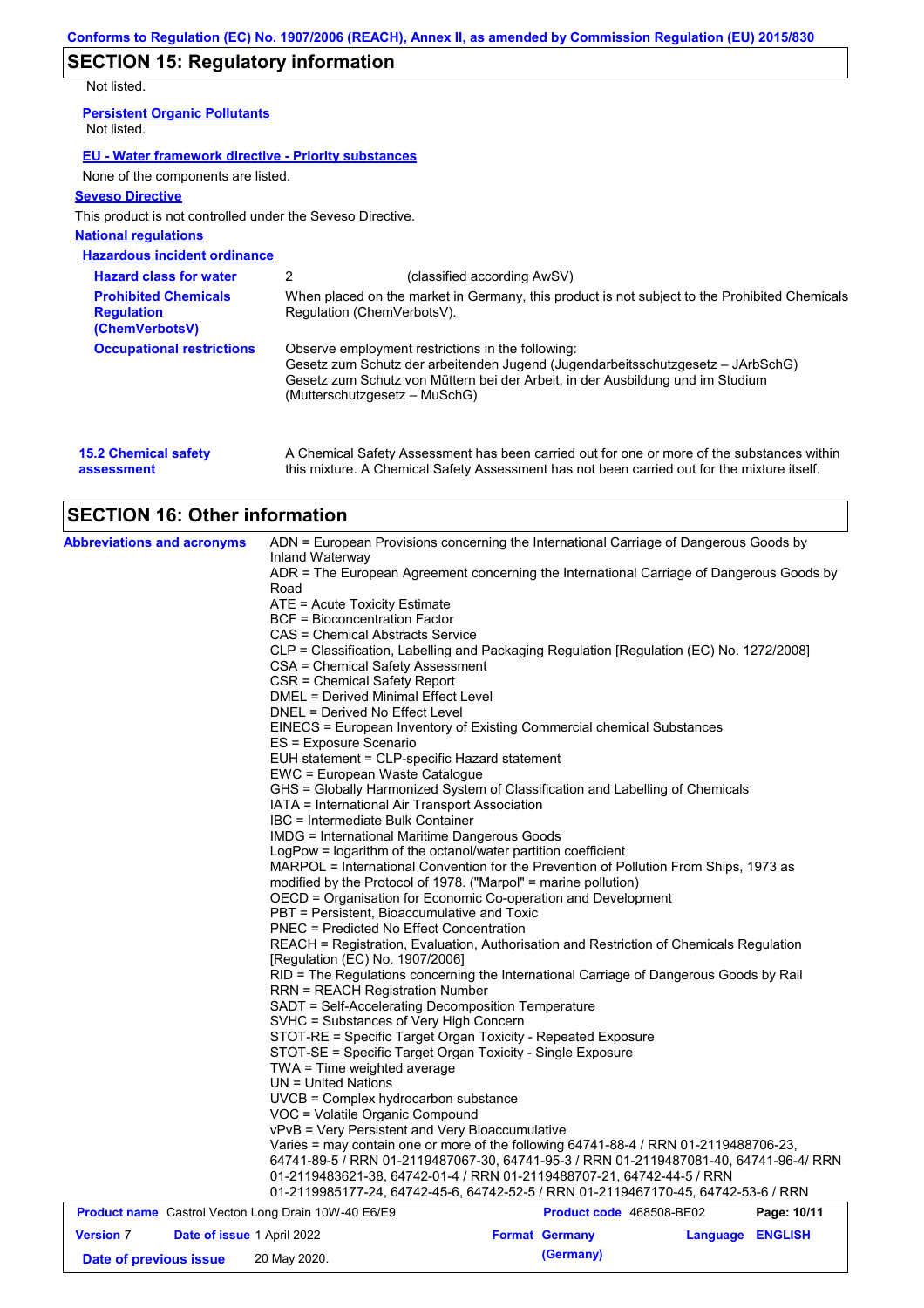## SECTION 15: Regulatory information

Not listed.

**Persistent Organic Pollutants**

Not listed.

**EU - Water framework directive - Priority substances**

None of the components are listed.

**Seveso Directive**

This product is not controlled under the Seveso Directive.

**National regulations**

**Hazardous incident ordinance**

| | |
|---|---|
| **Hazard class for water** | 2 (classified according AwSV) |
| **Prohibited Chemicals Regulation (ChemVerbotsV)** | When placed on the market in Germany, this product is not subject to the Prohibited Chemicals Regulation (ChemVerbotsV). |
| **Occupational restrictions** | Observe employment restrictions in the following:<br>Gesetz zum Schutz der arbeitenden Jugend (Jugendarbeitsschutzgesetz – JArbSchG)<br>Gesetz zum Schutz von Müttern bei der Arbeit, in der Ausbildung und im Studium (Mutterschutzgesetz – MuSchG) |

**15.2 Chemical safety assessment**

A Chemical Safety Assessment has been carried out for one or more of the substances within this mixture. A Chemical Safety Assessment has not been carried out for the mixture itself.

## SECTION 16: Other information

**Abbreviations and acronyms**

ADN = European Provisions concerning the International Carriage of Dangerous Goods by Inland Waterway
ADR = The European Agreement concerning the International Carriage of Dangerous Goods by Road
ATE = Acute Toxicity Estimate
BCF = Bioconcentration Factor
CAS = Chemical Abstracts Service
CLP = Classification, Labelling and Packaging Regulation [Regulation (EC) No. 1272/2008]
CSA = Chemical Safety Assessment
CSR = Chemical Safety Report
DMEL = Derived Minimal Effect Level
DNEL = Derived No Effect Level
EINECS = European Inventory of Existing Commercial chemical Substances
ES = Exposure Scenario
EUH statement = CLP-specific Hazard statement
EWC = European Waste Catalogue
GHS = Globally Harmonized System of Classification and Labelling of Chemicals
IATA = International Air Transport Association
IBC = Intermediate Bulk Container
IMDG = International Maritime Dangerous Goods
LogPow = logarithm of the octanol/water partition coefficient
MARPOL = International Convention for the Prevention of Pollution From Ships, 1973 as modified by the Protocol of 1978. ("Marpol" = marine pollution)
OECD = Organisation for Economic Co-operation and Development
PBT = Persistent, Bioaccumulative and Toxic
PNEC = Predicted No Effect Concentration
REACH = Registration, Evaluation, Authorisation and Restriction of Chemicals Regulation [Regulation (EC) No. 1907/2006]
RID = The Regulations concerning the International Carriage of Dangerous Goods by Rail
RRN = REACH Registration Number
SADT = Self-Accelerating Decomposition Temperature
SVHC = Substances of Very High Concern
STOT-RE = Specific Target Organ Toxicity - Repeated Exposure
STOT-SE = Specific Target Organ Toxicity - Single Exposure
TWA = Time weighted average
UN = United Nations
UVCB = Complex hydrocarbon substance
VOC = Volatile Organic Compound
vPvB = Very Persistent and Very Bioaccumulative
Varies = may contain one or more of the following 64741-88-4 / RRN 01-2119488706-23, 64741-89-5 / RRN 01-2119487067-30, 64741-95-3 / RRN 01-2119487081-40, 64741-96-4/ RRN 01-2119483621-38, 64742-01-4 / RRN 01-2119488707-21, 64742-44-5 / RRN 01-2119985177-24, 64742-45-6, 64742-52-5 / RRN 01-2119467170-45, 64742-53-6 / RRN

| | | | |
|---|---|---|---|
| **Product name** Castrol Vecton Long Drain 10W-40 E6/E9 | | **Product code** 468508-BE02 | |
| **Version** 7 | **Date of issue** 1 April 2022 | **Format** Germany (Germany) | **Language** ENGLISH |
| **Date of previous issue** | 20 May 2020. | | |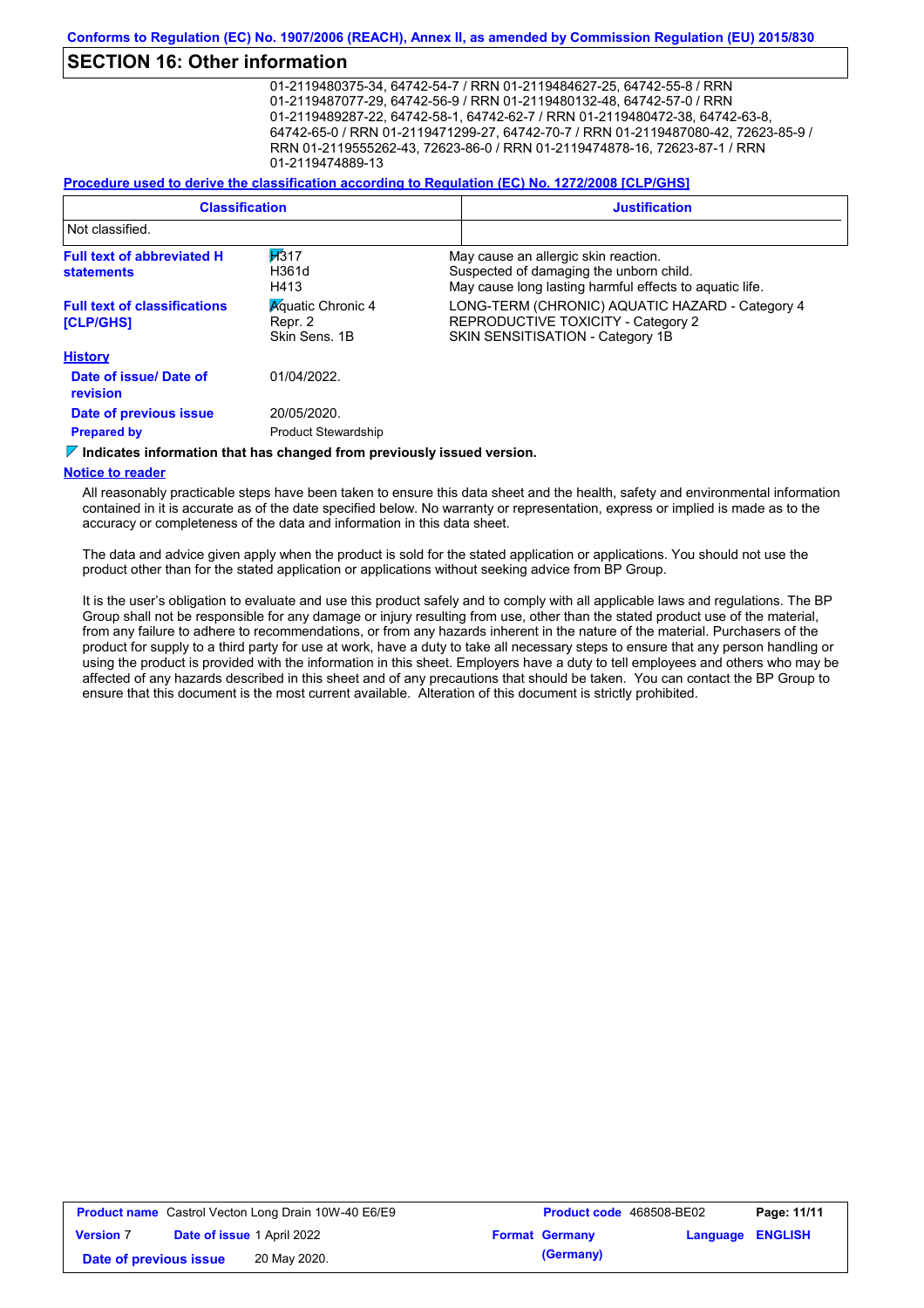## SECTION 16: Other information

01-2119480375-34, 64742-54-7 / RRN 01-2119484627-25, 64742-55-8 / RRN 01-2119487077-29, 64742-56-9 / RRN 01-2119480132-48, 64742-57-0 / RRN 01-2119489287-22, 64742-58-1, 64742-62-7 / RRN 01-2119480472-38, 64742-63-8, 64742-65-0 / RRN 01-2119471299-27, 64742-70-7 / RRN 01-2119487080-42, 72623-85-9 / RRN 01-2119555262-43, 72623-86-0 / RRN 01-2119474878-16, 72623-87-1 / RRN 01-2119474889-13

**Procedure used to derive the classification according to Regulation (EC) No. 1272/2008 [CLP/GHS]**

| Classification | Justification |
|---|---|
| Not classified. | |

| | | |
|---|---|---|
| **Full text of abbreviated H statements** | H317<br>H361d<br>H413 | May cause an allergic skin reaction.<br>Suspected of damaging the unborn child.<br>May cause long lasting harmful effects to aquatic life. |
| **Full text of classifications [CLP/GHS]** | Aquatic Chronic 4<br>Repr. 2<br>Skin Sens. 1B | LONG-TERM (CHRONIC) AQUATIC HAZARD - Category 4<br>REPRODUCTIVE TOXICITY - Category 2<br>SKIN SENSITISATION - Category 1B |

**History**

| | |
|---|---|
| **Date of issue/ Date of revision** | 01/04/2022. |
| **Date of previous issue** | 20/05/2020. |
| **Prepared by** | Product Stewardship |

**Indicates information that has changed from previously issued version.**

**Notice to reader**

All reasonably practicable steps have been taken to ensure this data sheet and the health, safety and environmental information contained in it is accurate as of the date specified below. No warranty or representation, express or implied is made as to the accuracy or completeness of the data and information in this data sheet.

The data and advice given apply when the product is sold for the stated application or applications. You should not use the product other than for the stated application or applications without seeking advice from BP Group.

It is the user's obligation to evaluate and use this product safely and to comply with all applicable laws and regulations. The BP Group shall not be responsible for any damage or injury resulting from use, other than the stated product use of the material, from any failure to adhere to recommendations, or from any hazards inherent in the nature of the material. Purchasers of the product for supply to a third party for use at work, have a duty to take all necessary steps to ensure that any person handling or using the product is provided with the information in this sheet. Employers have a duty to tell employees and others who may be affected of any hazards described in this sheet and of any precautions that should be taken. You can contact the BP Group to ensure that this document is the most current available. Alteration of this document is strictly prohibited.